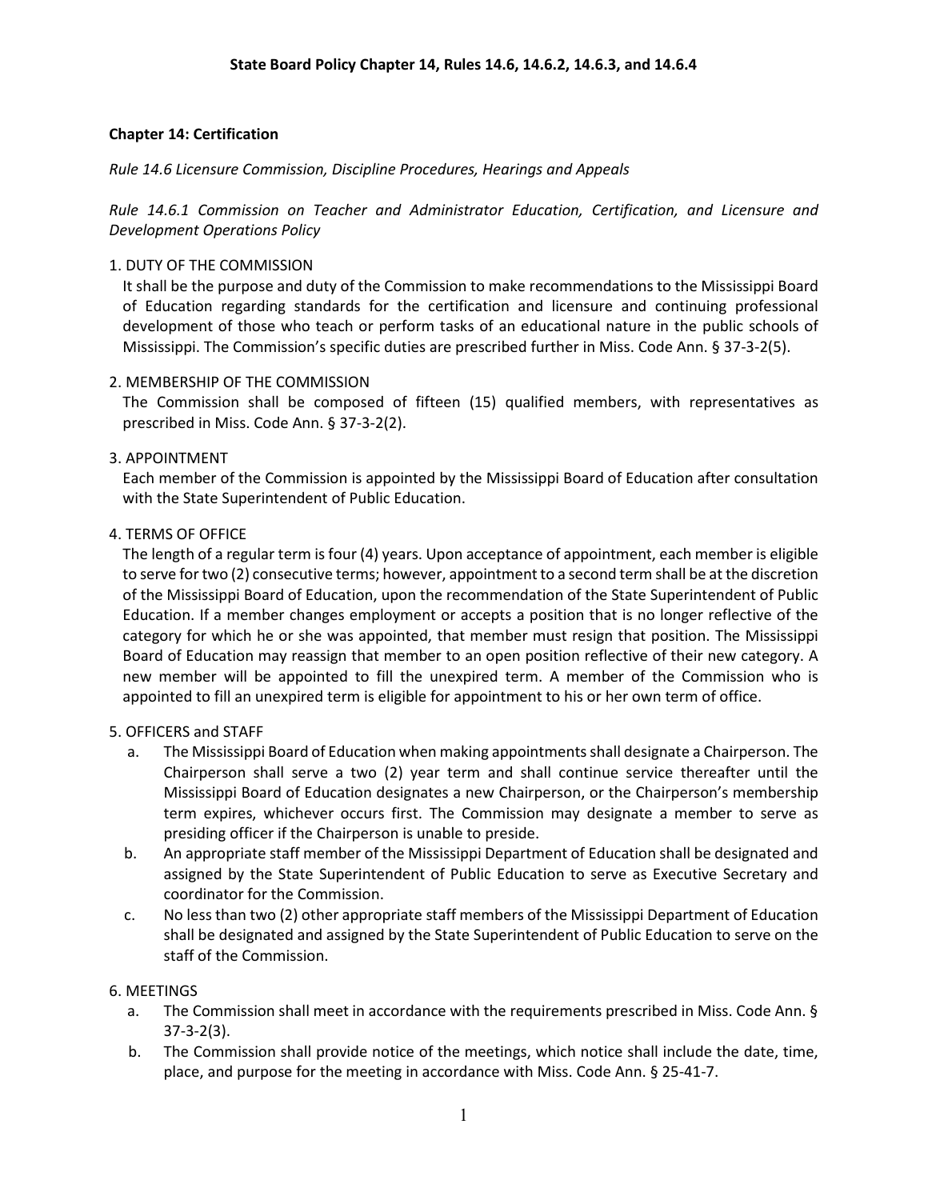**State Board Policy Chapter 14, Rules 14.6, 14.6.2, 14.6.3, and 14.6.4**

**Chapter 14: Certification**

*Rule 14.6 Licensure Commission, Discipline Procedures, Hearings and Appeals*

*Rule 14.6.1 Commission on Teacher and Administrator Education, Certification, and Licensure and Development Operations Policy*

1. DUTY OF THE COMMISSION
   It shall be the purpose and duty of the Commission to make recommendations to the Mississippi Board of Education regarding standards for the certification and licensure and continuing professional development of those who teach or perform tasks of an educational nature in the public schools of Mississippi. The Commission's specific duties are prescribed further in Miss. Code Ann. § 37-3-2(5).

2. MEMBERSHIP OF THE COMMISSION
   The Commission shall be composed of fifteen (15) qualified members, with representatives as prescribed in Miss. Code Ann. § 37-3-2(2).

3. APPOINTMENT
   Each member of the Commission is appointed by the Mississippi Board of Education after consultation with the State Superintendent of Public Education.

4. TERMS OF OFFICE
   The length of a regular term is four (4) years. Upon acceptance of appointment, each member is eligible to serve for two (2) consecutive terms; however, appointment to a second term shall be at the discretion of the Mississippi Board of Education, upon the recommendation of the State Superintendent of Public Education. If a member changes employment or accepts a position that is no longer reflective of the category for which he or she was appointed, that member must resign that position. The Mississippi Board of Education may reassign that member to an open position reflective of their new category. A new member will be appointed to fill the unexpired term. A member of the Commission who is appointed to fill an unexpired term is eligible for appointment to his or her own term of office.

5. OFFICERS and STAFF
   a. The Mississippi Board of Education when making appointments shall designate a Chairperson. The Chairperson shall serve a two (2) year term and shall continue service thereafter until the Mississippi Board of Education designates a new Chairperson, or the Chairperson's membership term expires, whichever occurs first. The Commission may designate a member to serve as presiding officer if the Chairperson is unable to preside.
   b. An appropriate staff member of the Mississippi Department of Education shall be designated and assigned by the State Superintendent of Public Education to serve as Executive Secretary and coordinator for the Commission.
   c. No less than two (2) other appropriate staff members of the Mississippi Department of Education shall be designated and assigned by the State Superintendent of Public Education to serve on the staff of the Commission.

6. MEETINGS
   a. The Commission shall meet in accordance with the requirements prescribed in Miss. Code Ann. § 37-3-2(3).
   b. The Commission shall provide notice of the meetings, which notice shall include the date, time, place, and purpose for the meeting in accordance with Miss. Code Ann. § 25-41-7.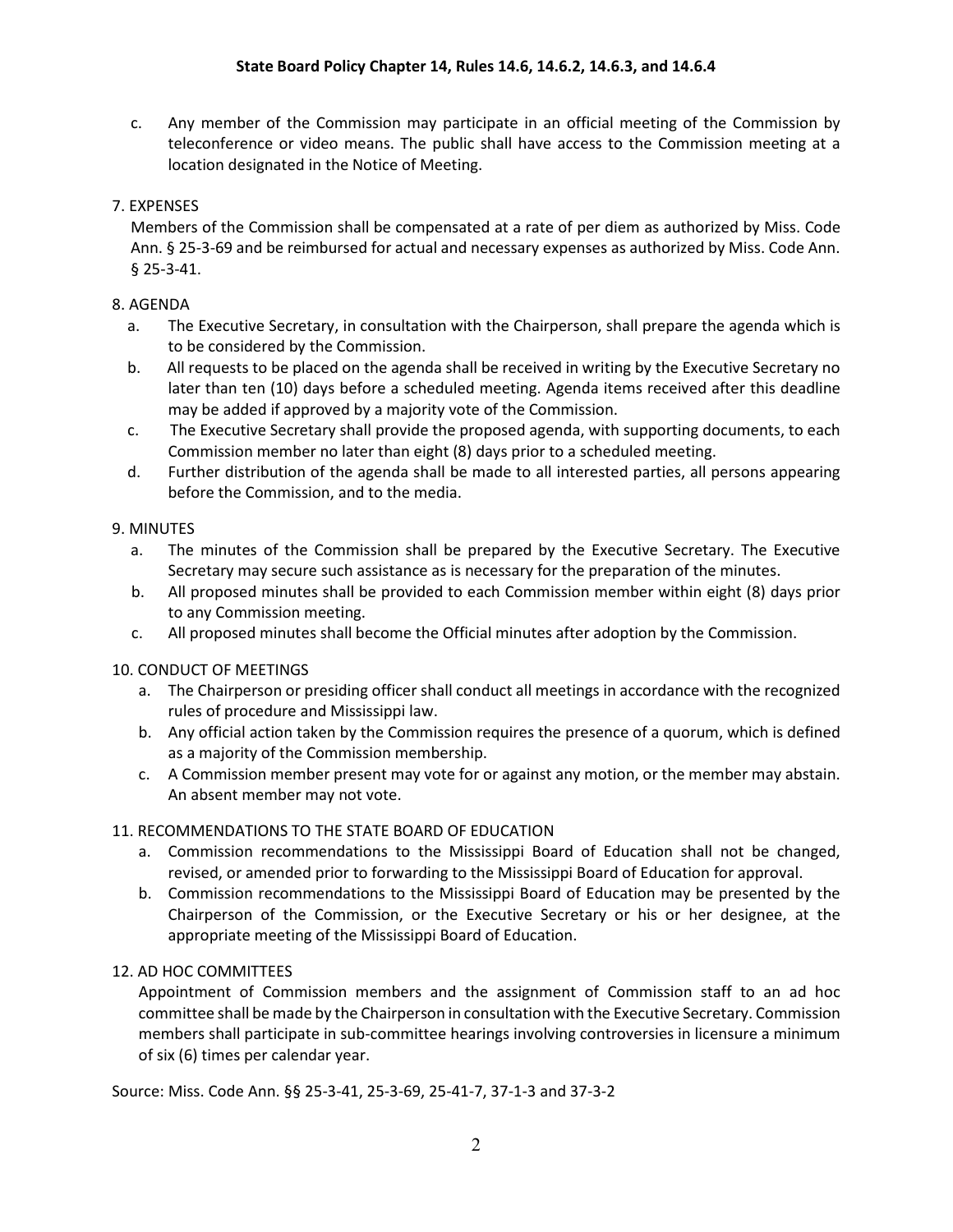c. Any member of the Commission may participate in an official meeting of the Commission by teleconference or video means. The public shall have access to the Commission meeting at a location designated in the Notice of Meeting.

7. EXPENSES

Members of the Commission shall be compensated at a rate of per diem as authorized by Miss. Code Ann. § 25-3-69 and be reimbursed for actual and necessary expenses as authorized by Miss. Code Ann. § 25-3-41.

8. AGENDA

a. The Executive Secretary, in consultation with the Chairperson, shall prepare the agenda which is to be considered by the Commission.

b. All requests to be placed on the agenda shall be received in writing by the Executive Secretary no later than ten (10) days before a scheduled meeting. Agenda items received after this deadline may be added if approved by a majority vote of the Commission.

c. The Executive Secretary shall provide the proposed agenda, with supporting documents, to each Commission member no later than eight (8) days prior to a scheduled meeting.

d. Further distribution of the agenda shall be made to all interested parties, all persons appearing before the Commission, and to the media.

9. MINUTES

a. The minutes of the Commission shall be prepared by the Executive Secretary. The Executive Secretary may secure such assistance as is necessary for the preparation of the minutes.

b. All proposed minutes shall be provided to each Commission member within eight (8) days prior to any Commission meeting.

c. All proposed minutes shall become the Official minutes after adoption by the Commission.

10. CONDUCT OF MEETINGS

a. The Chairperson or presiding officer shall conduct all meetings in accordance with the recognized rules of procedure and Mississippi law.

b. Any official action taken by the Commission requires the presence of a quorum, which is defined as a majority of the Commission membership.

c. A Commission member present may vote for or against any motion, or the member may abstain. An absent member may not vote.

11. RECOMMENDATIONS TO THE STATE BOARD OF EDUCATION

a. Commission recommendations to the Mississippi Board of Education shall not be changed, revised, or amended prior to forwarding to the Mississippi Board of Education for approval.

b. Commission recommendations to the Mississippi Board of Education may be presented by the Chairperson of the Commission, or the Executive Secretary or his or her designee, at the appropriate meeting of the Mississippi Board of Education.

12. AD HOC COMMITTEES

Appointment of Commission members and the assignment of Commission staff to an ad hoc committee shall be made by the Chairperson in consultation with the Executive Secretary. Commission members shall participate in sub-committee hearings involving controversies in licensure a minimum of six (6) times per calendar year.

Source: Miss. Code Ann. §§ 25-3-41, 25-3-69, 25-41-7, 37-1-3 and 37-3-2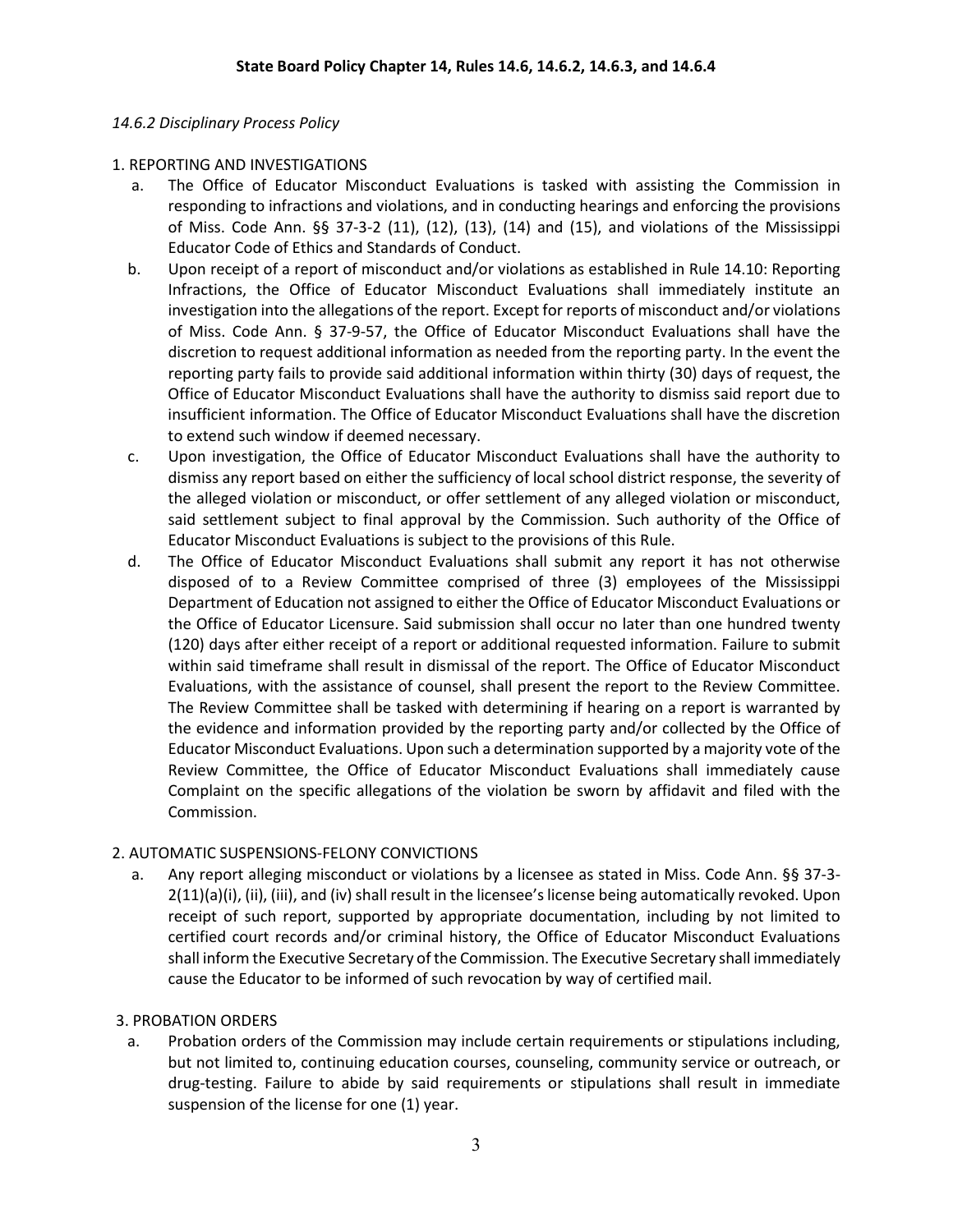## State Board Policy Chapter 14, Rules 14.6, 14.6.2, 14.6.3, and 14.6.4

*14.6.2 Disciplinary Process Policy*

1. REPORTING AND INVESTIGATIONS

   a. The Office of Educator Misconduct Evaluations is tasked with assisting the Commission in responding to infractions and violations, and in conducting hearings and enforcing the provisions of Miss. Code Ann. §§ 37-3-2 (11), (12), (13), (14) and (15), and violations of the Mississippi Educator Code of Ethics and Standards of Conduct.

   b. Upon receipt of a report of misconduct and/or violations as established in Rule 14.10: Reporting Infractions, the Office of Educator Misconduct Evaluations shall immediately institute an investigation into the allegations of the report. Except for reports of misconduct and/or violations of Miss. Code Ann. § 37-9-57, the Office of Educator Misconduct Evaluations shall have the discretion to request additional information as needed from the reporting party. In the event the reporting party fails to provide said additional information within thirty (30) days of request, the Office of Educator Misconduct Evaluations shall have the authority to dismiss said report due to insufficient information. The Office of Educator Misconduct Evaluations shall have the discretion to extend such window if deemed necessary.

   c. Upon investigation, the Office of Educator Misconduct Evaluations shall have the authority to dismiss any report based on either the sufficiency of local school district response, the severity of the alleged violation or misconduct, or offer settlement of any alleged violation or misconduct, said settlement subject to final approval by the Commission. Such authority of the Office of Educator Misconduct Evaluations is subject to the provisions of this Rule.

   d. The Office of Educator Misconduct Evaluations shall submit any report it has not otherwise disposed of to a Review Committee comprised of three (3) employees of the Mississippi Department of Education not assigned to either the Office of Educator Misconduct Evaluations or the Office of Educator Licensure. Said submission shall occur no later than one hundred twenty (120) days after either receipt of a report or additional requested information. Failure to submit within said timeframe shall result in dismissal of the report. The Office of Educator Misconduct Evaluations, with the assistance of counsel, shall present the report to the Review Committee. The Review Committee shall be tasked with determining if hearing on a report is warranted by the evidence and information provided by the reporting party and/or collected by the Office of Educator Misconduct Evaluations. Upon such a determination supported by a majority vote of the Review Committee, the Office of Educator Misconduct Evaluations shall immediately cause Complaint on the specific allegations of the violation be sworn by affidavit and filed with the Commission.

2. AUTOMATIC SUSPENSIONS-FELONY CONVICTIONS

   a. Any report alleging misconduct or violations by a licensee as stated in Miss. Code Ann. §§ 37-3-2(11)(a)(i), (ii), (iii), and (iv) shall result in the licensee's license being automatically revoked. Upon receipt of such report, supported by appropriate documentation, including by not limited to certified court records and/or criminal history, the Office of Educator Misconduct Evaluations shall inform the Executive Secretary of the Commission. The Executive Secretary shall immediately cause the Educator to be informed of such revocation by way of certified mail.

3. PROBATION ORDERS

   a. Probation orders of the Commission may include certain requirements or stipulations including, but not limited to, continuing education courses, counseling, community service or outreach, or drug-testing. Failure to abide by said requirements or stipulations shall result in immediate suspension of the license for one (1) year.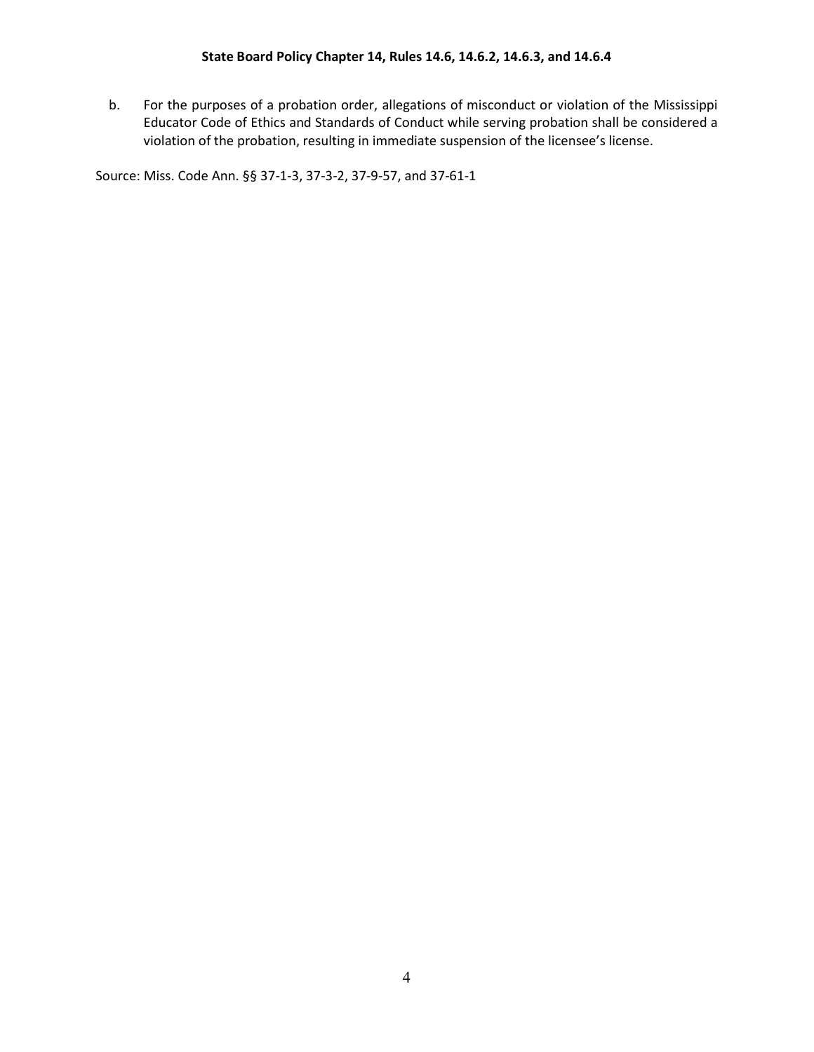b. For the purposes of a probation order, allegations of misconduct or violation of the Mississippi Educator Code of Ethics and Standards of Conduct while serving probation shall be considered a violation of the probation, resulting in immediate suspension of the licensee's license.

Source: Miss. Code Ann. §§ 37-1-3, 37-3-2, 37-9-57, and 37-61-1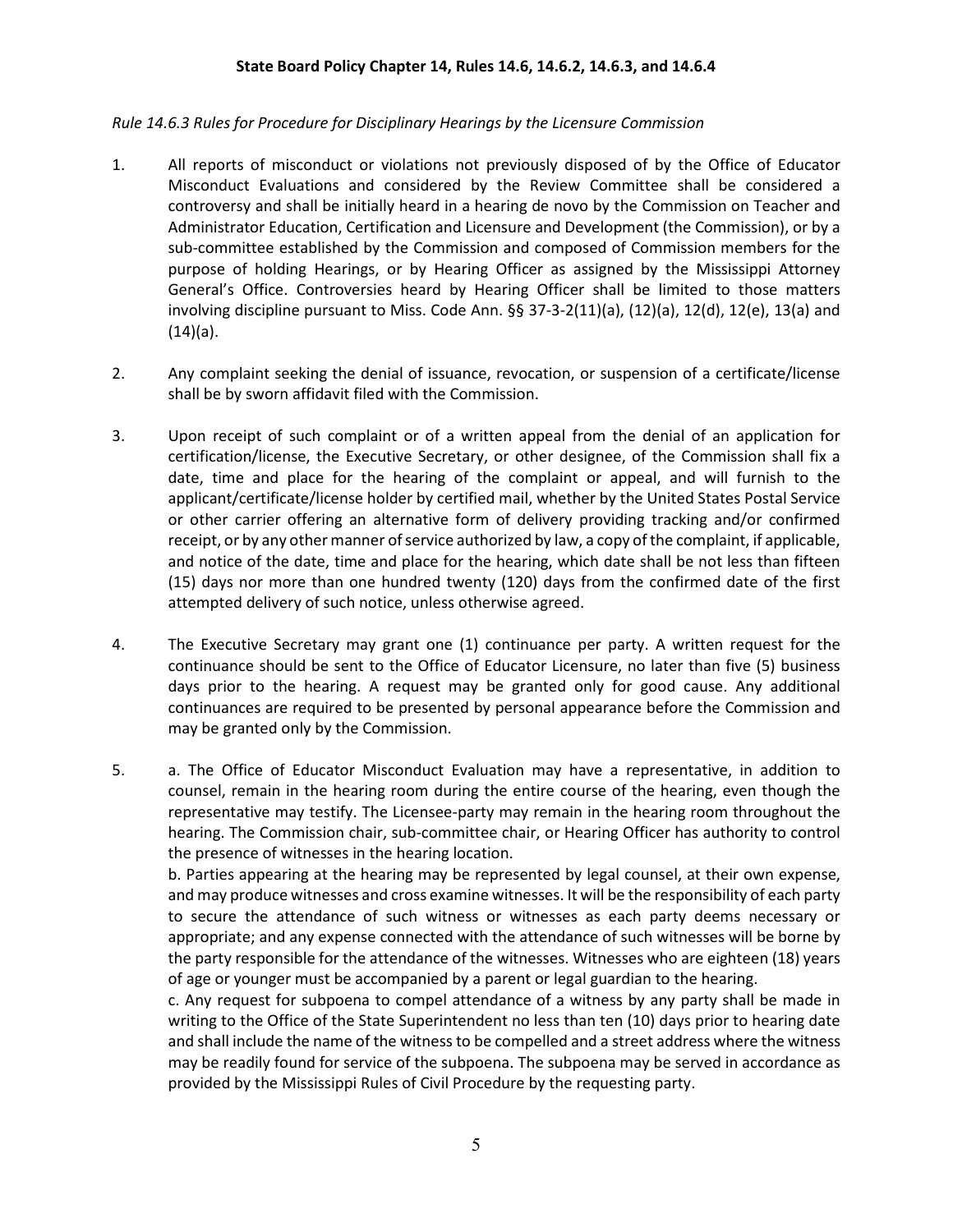*Rule 14.6.3 Rules for Procedure for Disciplinary Hearings by the Licensure Commission*

1. All reports of misconduct or violations not previously disposed of by the Office of Educator Misconduct Evaluations and considered by the Review Committee shall be considered a controversy and shall be initially heard in a hearing de novo by the Commission on Teacher and Administrator Education, Certification and Licensure and Development (the Commission), or by a sub-committee established by the Commission and composed of Commission members for the purpose of holding Hearings, or by Hearing Officer as assigned by the Mississippi Attorney General's Office. Controversies heard by Hearing Officer shall be limited to those matters involving discipline pursuant to Miss. Code Ann. §§ 37-3-2(11)(a), (12)(a), 12(d), 12(e), 13(a) and (14)(a).

2. Any complaint seeking the denial of issuance, revocation, or suspension of a certificate/license shall be by sworn affidavit filed with the Commission.

3. Upon receipt of such complaint or of a written appeal from the denial of an application for certification/license, the Executive Secretary, or other designee, of the Commission shall fix a date, time and place for the hearing of the complaint or appeal, and will furnish to the applicant/certificate/license holder by certified mail, whether by the United States Postal Service or other carrier offering an alternative form of delivery providing tracking and/or confirmed receipt, or by any other manner of service authorized by law, a copy of the complaint, if applicable, and notice of the date, time and place for the hearing, which date shall be not less than fifteen (15) days nor more than one hundred twenty (120) days from the confirmed date of the first attempted delivery of such notice, unless otherwise agreed.

4. The Executive Secretary may grant one (1) continuance per party. A written request for the continuance should be sent to the Office of Educator Licensure, no later than five (5) business days prior to the hearing. A request may be granted only for good cause. Any additional continuances are required to be presented by personal appearance before the Commission and may be granted only by the Commission.

5. a. The Office of Educator Misconduct Evaluation may have a representative, in addition to counsel, remain in the hearing room during the entire course of the hearing, even though the representative may testify. The Licensee-party may remain in the hearing room throughout the hearing. The Commission chair, sub-committee chair, or Hearing Officer has authority to control the presence of witnesses in the hearing location.

   b. Parties appearing at the hearing may be represented by legal counsel, at their own expense, and may produce witnesses and cross examine witnesses. It will be the responsibility of each party to secure the attendance of such witness or witnesses as each party deems necessary or appropriate; and any expense connected with the attendance of such witnesses will be borne by the party responsible for the attendance of the witnesses. Witnesses who are eighteen (18) years of age or younger must be accompanied by a parent or legal guardian to the hearing.

   c. Any request for subpoena to compel attendance of a witness by any party shall be made in writing to the Office of the State Superintendent no less than ten (10) days prior to hearing date and shall include the name of the witness to be compelled and a street address where the witness may be readily found for service of the subpoena. The subpoena may be served in accordance as provided by the Mississippi Rules of Civil Procedure by the requesting party.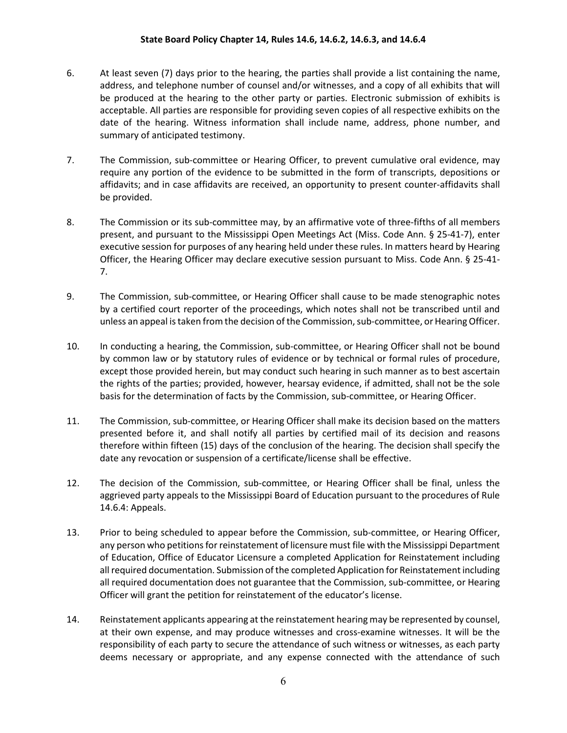6. At least seven (7) days prior to the hearing, the parties shall provide a list containing the name, address, and telephone number of counsel and/or witnesses, and a copy of all exhibits that will be produced at the hearing to the other party or parties. Electronic submission of exhibits is acceptable. All parties are responsible for providing seven copies of all respective exhibits on the date of the hearing. Witness information shall include name, address, phone number, and summary of anticipated testimony.

7. The Commission, sub-committee or Hearing Officer, to prevent cumulative oral evidence, may require any portion of the evidence to be submitted in the form of transcripts, depositions or affidavits; and in case affidavits are received, an opportunity to present counter-affidavits shall be provided.

8. The Commission or its sub-committee may, by an affirmative vote of three-fifths of all members present, and pursuant to the Mississippi Open Meetings Act (Miss. Code Ann. § 25-41-7), enter executive session for purposes of any hearing held under these rules. In matters heard by Hearing Officer, the Hearing Officer may declare executive session pursuant to Miss. Code Ann. § 25-41-7.

9. The Commission, sub-committee, or Hearing Officer shall cause to be made stenographic notes by a certified court reporter of the proceedings, which notes shall not be transcribed until and unless an appeal is taken from the decision of the Commission, sub-committee, or Hearing Officer.

10. In conducting a hearing, the Commission, sub-committee, or Hearing Officer shall not be bound by common law or by statutory rules of evidence or by technical or formal rules of procedure, except those provided herein, but may conduct such hearing in such manner as to best ascertain the rights of the parties; provided, however, hearsay evidence, if admitted, shall not be the sole basis for the determination of facts by the Commission, sub-committee, or Hearing Officer.

11. The Commission, sub-committee, or Hearing Officer shall make its decision based on the matters presented before it, and shall notify all parties by certified mail of its decision and reasons therefore within fifteen (15) days of the conclusion of the hearing. The decision shall specify the date any revocation or suspension of a certificate/license shall be effective.

12. The decision of the Commission, sub-committee, or Hearing Officer shall be final, unless the aggrieved party appeals to the Mississippi Board of Education pursuant to the procedures of Rule 14.6.4: Appeals.

13. Prior to being scheduled to appear before the Commission, sub-committee, or Hearing Officer, any person who petitions for reinstatement of licensure must file with the Mississippi Department of Education, Office of Educator Licensure a completed Application for Reinstatement including all required documentation. Submission of the completed Application for Reinstatement including all required documentation does not guarantee that the Commission, sub-committee, or Hearing Officer will grant the petition for reinstatement of the educator's license.

14. Reinstatement applicants appearing at the reinstatement hearing may be represented by counsel, at their own expense, and may produce witnesses and cross-examine witnesses. It will be the responsibility of each party to secure the attendance of such witness or witnesses, as each party deems necessary or appropriate, and any expense connected with the attendance of such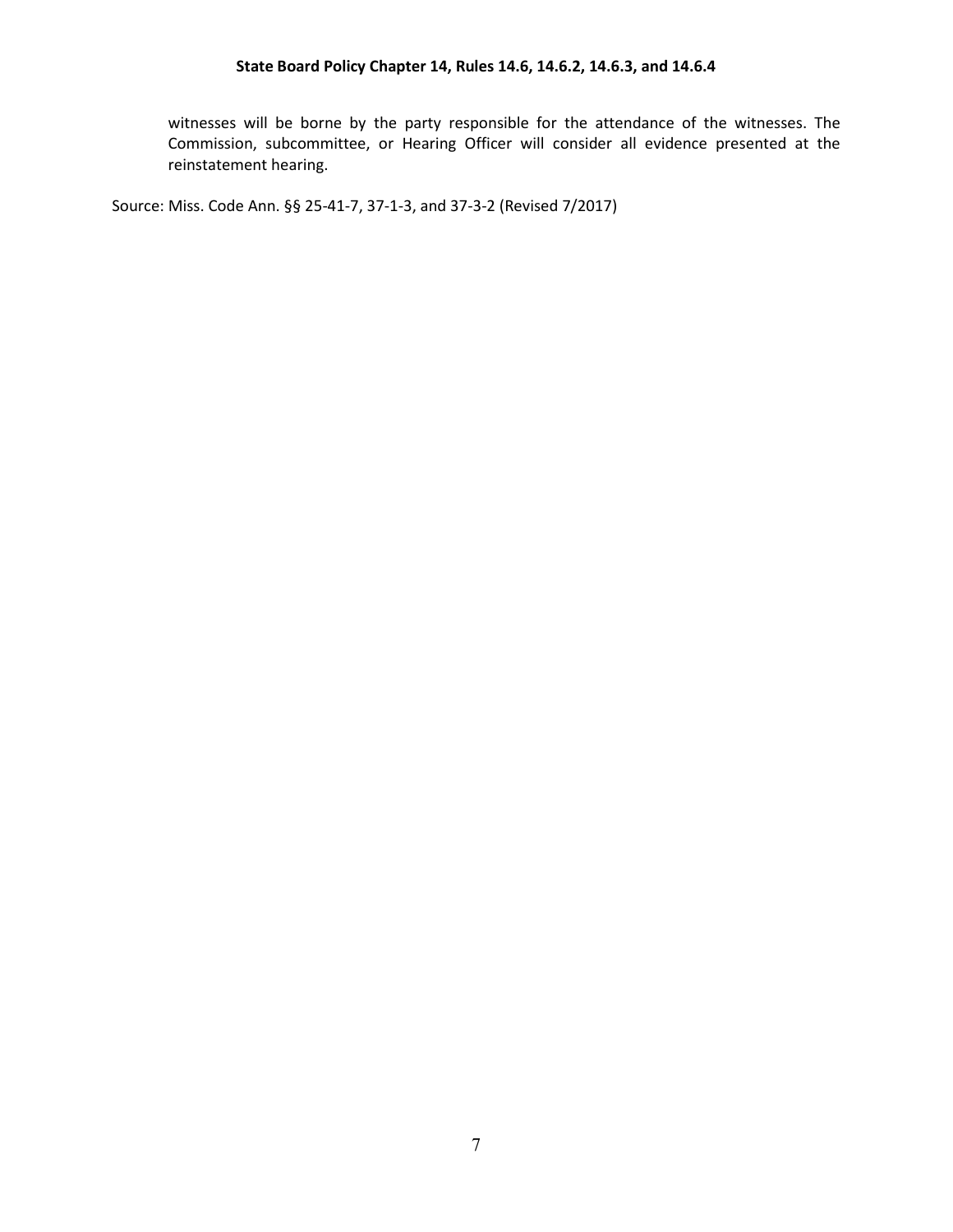witnesses will be borne by the party responsible for the attendance of the witnesses. The Commission, subcommittee, or Hearing Officer will consider all evidence presented at the reinstatement hearing.

Source: Miss. Code Ann. §§ 25-41-7, 37-1-3, and 37-3-2 (Revised 7/2017)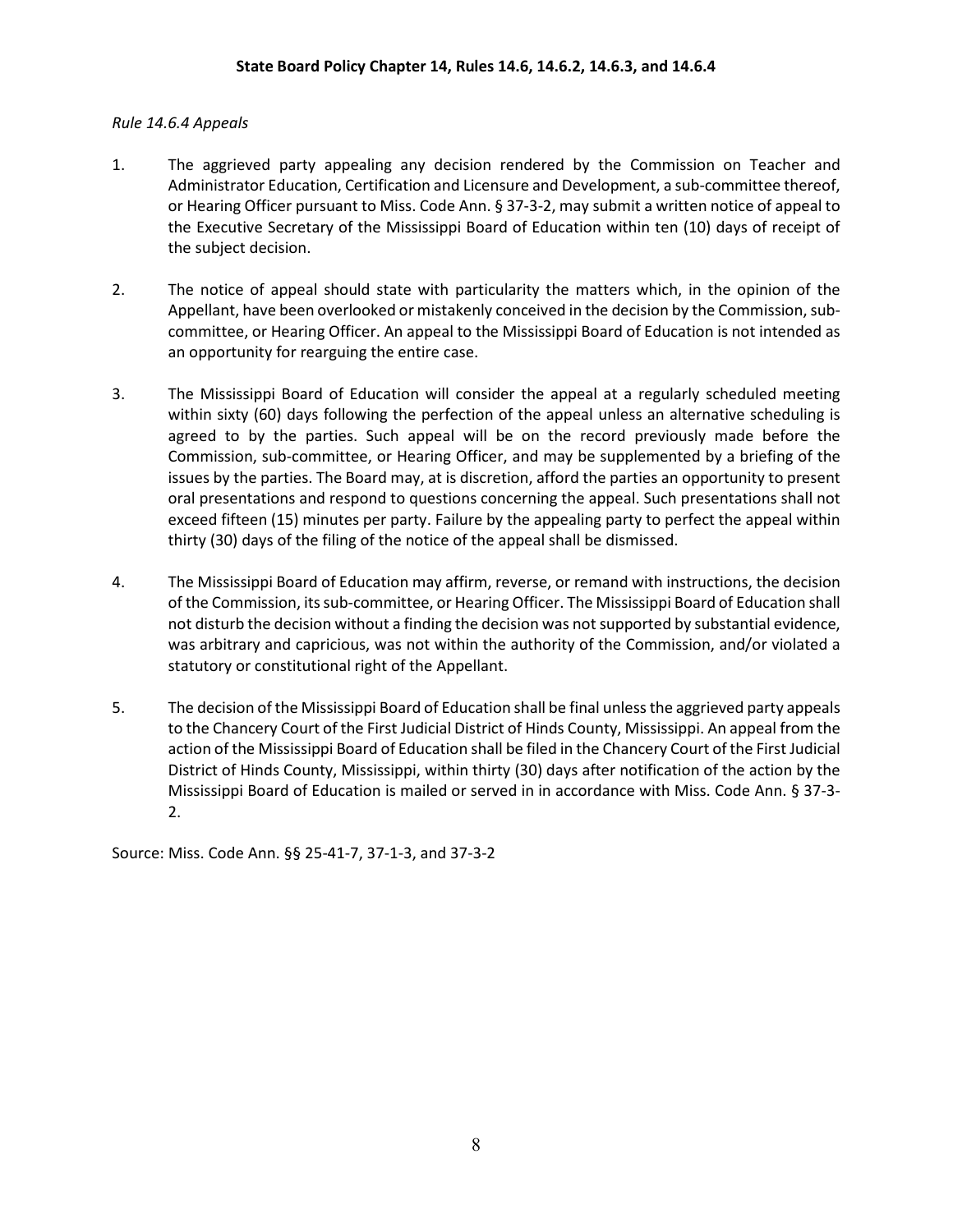*Rule 14.6.4 Appeals*

1. The aggrieved party appealing any decision rendered by the Commission on Teacher and Administrator Education, Certification and Licensure and Development, a sub-committee thereof, or Hearing Officer pursuant to Miss. Code Ann. § 37-3-2, may submit a written notice of appeal to the Executive Secretary of the Mississippi Board of Education within ten (10) days of receipt of the subject decision.

2. The notice of appeal should state with particularity the matters which, in the opinion of the Appellant, have been overlooked or mistakenly conceived in the decision by the Commission, sub-committee, or Hearing Officer. An appeal to the Mississippi Board of Education is not intended as an opportunity for rearguing the entire case.

3. The Mississippi Board of Education will consider the appeal at a regularly scheduled meeting within sixty (60) days following the perfection of the appeal unless an alternative scheduling is agreed to by the parties. Such appeal will be on the record previously made before the Commission, sub-committee, or Hearing Officer, and may be supplemented by a briefing of the issues by the parties. The Board may, at is discretion, afford the parties an opportunity to present oral presentations and respond to questions concerning the appeal. Such presentations shall not exceed fifteen (15) minutes per party. Failure by the appealing party to perfect the appeal within thirty (30) days of the filing of the notice of the appeal shall be dismissed.

4. The Mississippi Board of Education may affirm, reverse, or remand with instructions, the decision of the Commission, its sub-committee, or Hearing Officer. The Mississippi Board of Education shall not disturb the decision without a finding the decision was not supported by substantial evidence, was arbitrary and capricious, was not within the authority of the Commission, and/or violated a statutory or constitutional right of the Appellant.

5. The decision of the Mississippi Board of Education shall be final unless the aggrieved party appeals to the Chancery Court of the First Judicial District of Hinds County, Mississippi. An appeal from the action of the Mississippi Board of Education shall be filed in the Chancery Court of the First Judicial District of Hinds County, Mississippi, within thirty (30) days after notification of the action by the Mississippi Board of Education is mailed or served in in accordance with Miss. Code Ann. § 37-3-2.

Source: Miss. Code Ann. §§ 25-41-7, 37-1-3, and 37-3-2